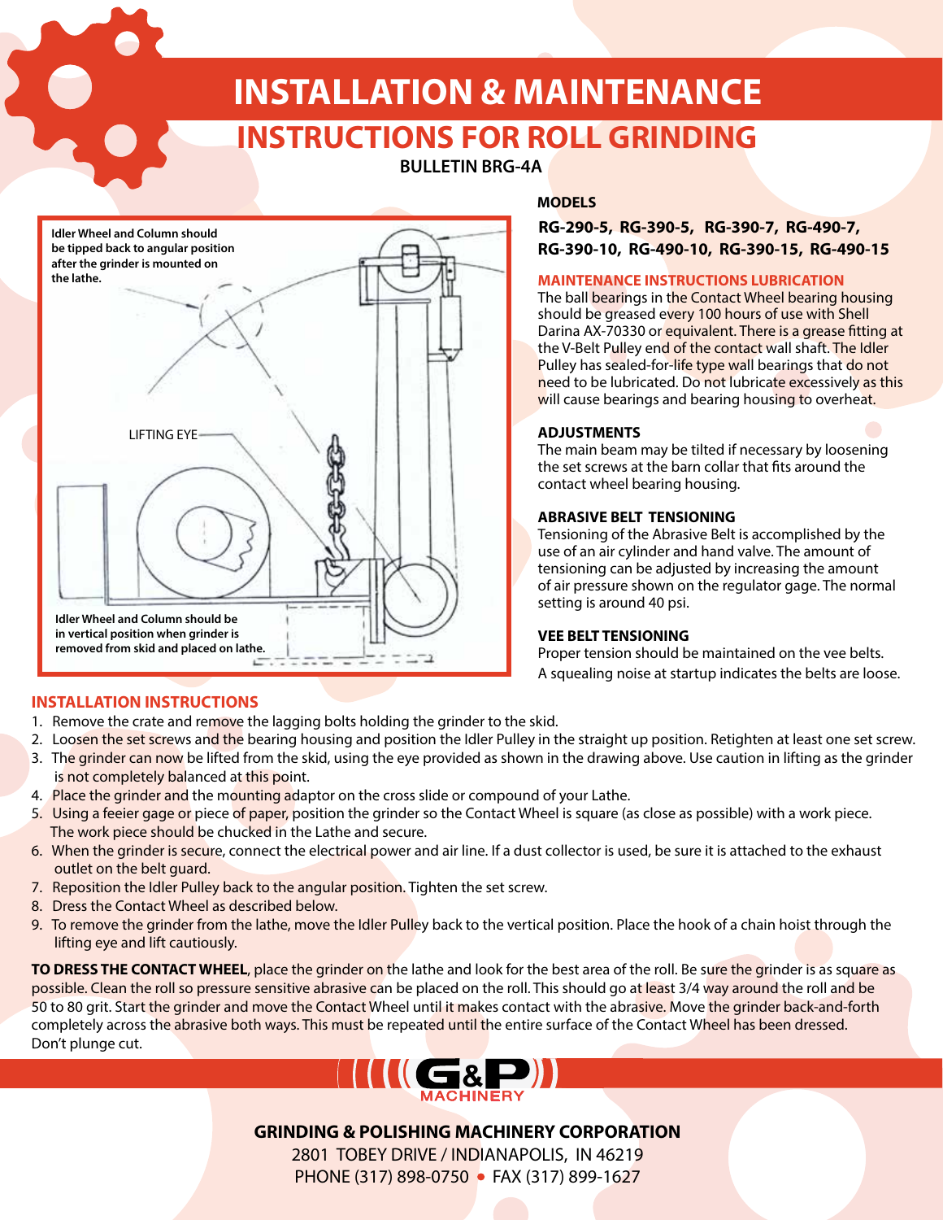# INSTALLATION & MAINTENANCE

## INSTRUCTIONS FOR ROLL GRINDING

**BULLETIN BRG-4A**

**Idler Wheel and Column should be tipped back to angular position after the grinder is mounted on the lathe.**

LIFTING EYE

**Idler Wheel and Column should be in vertical position when grinder is removed from skid and placed on lathe.**

### MODELS

**RG-290-5, RG-390-5, RG-390-7, RG-490-7, RG-390-10, RG-490-10, RG-390-15, RG-490-15**

### MAINTENANCE INSTRUCTIONS LUBRICATION

The ball bearings in the Contact Wheel bearing housing should be greased every 100 hours of use with Shell Darina AX-70330 or equivalent. There is a grease fitting at the V-Belt Pulley end of the contact wall shaft. The Idler Pulley has sealed-for-life type wall bearings that do not need to be lubricated. Do not lubricate excessively as this will cause bearings and bearing housing to overheat.

### ADJUSTMENTS

The main beam may be tilted if necessary by loosening the set screws at the barn collar that fits around the contact wheel bearing housing.

### ABRASIVE BELT TENSIONING

Tensioning of the Abrasive Belt is accomplished by the use of an air cylinder and hand valve. The amount of tensioning can be adjusted by increasing the amount of air pressure shown on the regulator gage. The normal setting is around 40 psi.

### VEE BELT TENSIONING

Proper tension should be maintained on the vee belts. A squealing noise at startup indicates the belts are loose.

### INSTALLATION INSTRUCTIONS

1. Remove the crate and remove the lagging bolts holding the grinder to the skid.
2. Loosen the set screws and the bearing housing and position the Idler Pulley in the straight up position. Retighten at least one set screw.
3. The grinder can now be lifted from the skid, using the eye provided as shown in the drawing above. Use caution in lifting as the grinder is not completely balanced at this point.
4. Place the grinder and the mounting adaptor on the cross slide or compound of your Lathe.
5. Using a feeier gage or piece of paper, position the grinder so the Contact Wheel is square (as close as possible) with a work piece. The work piece should be chucked in the Lathe and secure.
6. When the grinder is secure, connect the electrical power and air line. If a dust collector is used, be sure it is attached to the exhaust outlet on the belt guard.
7. Reposition the Idler Pulley back to the angular position. Tighten the set screw.
8. Dress the Contact Wheel as described below.
9. To remove the grinder from the lathe, move the Idler Pulley back to the vertical position. Place the hook of a chain hoist through the lifting eye and lift cautiously.

**TO DRESS THE CONTACT WHEEL**, place the grinder on the lathe and look for the best area of the roll. Be sure the grinder is as square as possible. Clean the roll so pressure sensitive abrasive can be placed on the roll. This should go at least 3/4 way around the roll and be 50 to 80 grit. Start the grinder and move the Contact Wheel until it makes contact with the abrasive. Move the grinder back-and-forth completely across the abrasive both ways. This must be repeated until the entire surface of the Contact Wheel has been dressed. Don't plunge cut.

G&P MACHINERY

**GRINDING & POLISHING MACHINERY CORPORATION**

2801 TOBEY DRIVE / INDIANAPOLIS, IN 46219

PHONE (317) 898-0750 • FAX (317) 899-1627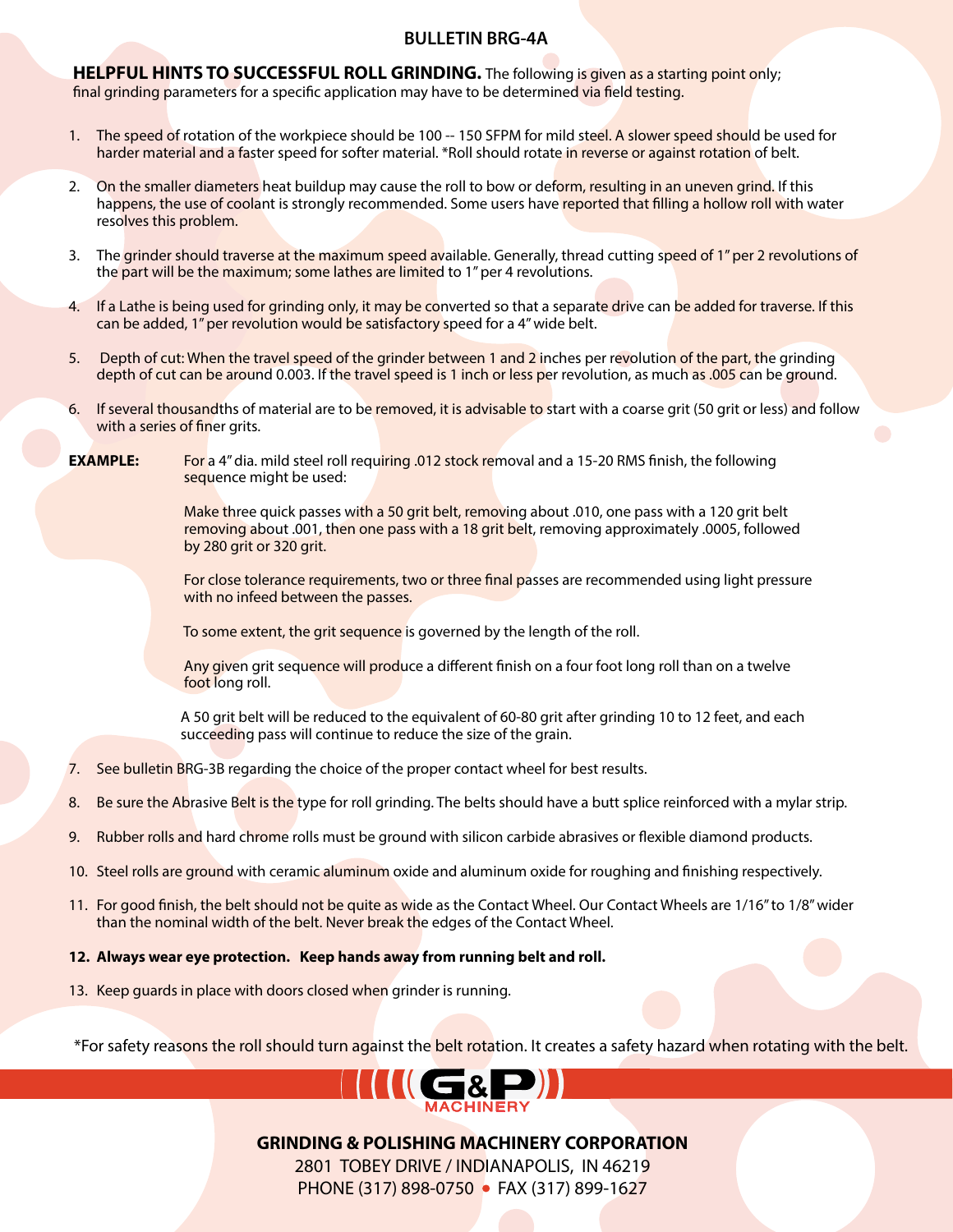BULLETIN BRG-4A

**HELPFUL HINTS TO SUCCESSFUL ROLL GRINDING.** The following is given as a starting point only; final grinding parameters for a specific application may have to be determined via field testing.

1. The speed of rotation of the workpiece should be 100 -- 150 SFPM for mild steel. A slower speed should be used for harder material and a faster speed for softer material. *Roll should rotate in reverse or against rotation of belt.

2. On the smaller diameters heat buildup may cause the roll to bow or deform, resulting in an uneven grind. If this happens, the use of coolant is strongly recommended. Some users have reported that filling a hollow roll with water resolves this problem.

3. The grinder should traverse at the maximum speed available. Generally, thread cutting speed of 1" per 2 revolutions of the part will be the maximum; some lathes are limited to 1" per 4 revolutions.

4. If a Lathe is being used for grinding only, it may be converted so that a separate drive can be added for traverse. If this can be added, 1" per revolution would be satisfactory speed for a 4" wide belt.

5. Depth of cut: When the travel speed of the grinder between 1 and 2 inches per revolution of the part, the grinding depth of cut can be around 0.003. If the travel speed is 1 inch or less per revolution, as much as .005 can be ground.

6. If several thousandths of material are to be removed, it is advisable to start with a coarse grit (50 grit or less) and follow with a series of finer grits.

**EXAMPLE:** For a 4" dia. mild steel roll requiring .012 stock removal and a 15-20 RMS finish, the following sequence might be used:

Make three quick passes with a 50 grit belt, removing about .010, one pass with a 120 grit belt removing about .001, then one pass with a 18 grit belt, removing approximately .0005, followed by 280 grit or 320 grit.

For close tolerance requirements, two or three final passes are recommended using light pressure with no infeed between the passes.

To some extent, the grit sequence is governed by the length of the roll.

Any given grit sequence will produce a different finish on a four foot long roll than on a twelve foot long roll.

A 50 grit belt will be reduced to the equivalent of 60-80 grit after grinding 10 to 12 feet, and each succeeding pass will continue to reduce the size of the grain.

7. See bulletin BRG-3B regarding the choice of the proper contact wheel for best results.

8. Be sure the Abrasive Belt is the type for roll grinding. The belts should have a butt splice reinforced with a mylar strip.

9. Rubber rolls and hard chrome rolls must be ground with silicon carbide abrasives or flexible diamond products.

10. Steel rolls are ground with ceramic aluminum oxide and aluminum oxide for roughing and finishing respectively.

11. For good finish, the belt should not be quite as wide as the Contact Wheel. Our Contact Wheels are 1/16" to 1/8" wider than the nominal width of the belt. Never break the edges of the Contact Wheel.

12. **Always wear eye protection. Keep hands away from running belt and roll.**

13. Keep guards in place with doors closed when grinder is running.

*For safety reasons the roll should turn against the belt rotation. It creates a safety hazard when rotating with the belt.

G&P MACHINERY

**GRINDING & POLISHING MACHINERY CORPORATION**
2801 TOBEY DRIVE / INDIANAPOLIS, IN 46219
PHONE (317) 898-0750 • FAX (317) 899-1627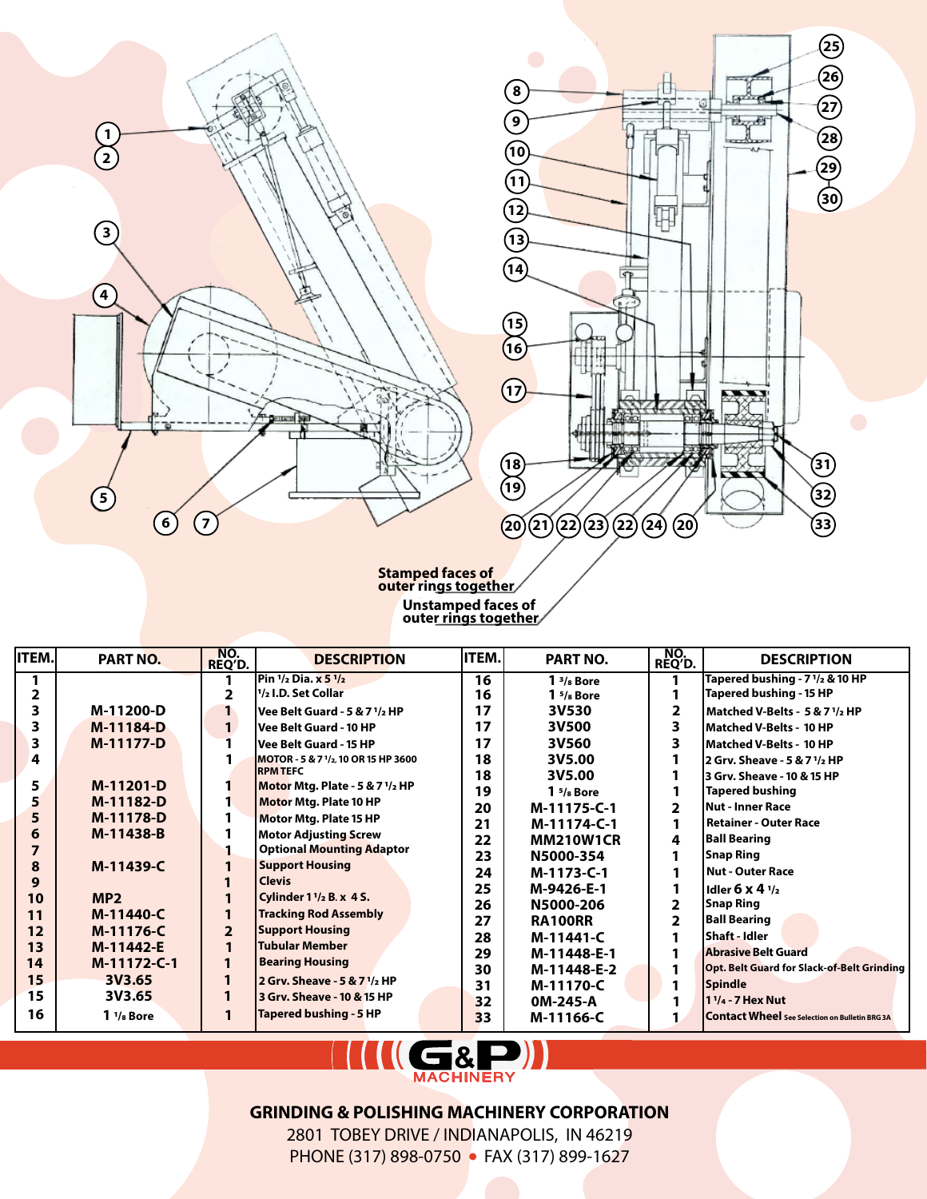Stamped faces of outer rings together

Unstamped faces of outer rings together

| ITEM. | PART NO. | NO. REQ'D. | DESCRIPTION | ITEM. | PART NO. | NO. REQ'D. | DESCRIPTION |
|---|---|---|---|---|---|---|---|
| 1 | | 1 | Pin 1/2 Dia. x 5 1/2 | 16 | 1 3/8 Bore | 1 | Tapered bushing - 7 1/2 & 10 HP |
| 2 | | 2 | 1/2 I.D. Set Collar | 16 | 1 5/8 Bore | 1 | Tapered bushing - 15 HP |
| 3 | M-11200-D | 1 | Vee Belt Guard - 5 & 7 1/2 HP | 17 | 3V530 | 2 | Matched V-Belts - 5 & 7 1/2 HP |
| 3 | M-11184-D | 1 | Vee Belt Guard - 10 HP | 17 | 3V500 | 3 | Matched V-Belts - 10 HP |
| 3 | M-11177-D | 1 | Vee Belt Guard - 15 HP | 17 | 3V560 | 3 | Matched V-Belts - 10 HP |
| 4 | | 1 | MOTOR - 5 & 7 1/2, 10 OR 15 HP 3600 RPM TEFC | 18 | 3V5.00 | 1 | 2 Grv. Sheave - 5 & 7 1/2 HP |
| | | | | 18 | 3V5.00 | 1 | 3 Grv. Sheave - 10 & 15 HP |
| 5 | M-11201-D | 1 | Motor Mtg. Plate - 5 & 7 1/2 HP | 19 | 1 5/8 Bore | 1 | Tapered bushing |
| 5 | M-11182-D | 1 | Motor Mtg. Plate 10 HP | 20 | M-11175-C-1 | 2 | Nut - Inner Race |
| 5 | M-11178-D | 1 | Motor Mtg. Plate 15 HP | 21 | M-11174-C-1 | 1 | Retainer - Outer Race |
| 6 | M-11438-B | 1 | Motor Adjusting Screw | 22 | MM210W1CR | 4 | Ball Bearing |
| 7 | | 1 | Optional Mounting Adaptor | 23 | N5000-354 | 1 | Snap Ring |
| 8 | M-11439-C | 1 | Support Housing | 24 | M-1173-C-1 | 1 | Nut - Outer Race |
| 9 | | 1 | Clevis | 25 | M-9426-E-1 | 1 | Idler 6 x 4 1/2 |
| 10 | MP2 | 1 | Cylinder 1 1/2 B. x 4 S. | 26 | N5000-206 | 2 | Snap Ring |
| 11 | M-11440-C | 1 | Tracking Rod Assembly | 27 | RA100RR | 2 | Ball Bearing |
| 12 | M-11176-C | 2 | Support Housing | 28 | M-11441-C | 1 | Shaft - Idler |
| 13 | M-11442-E | 1 | Tubular Member | 29 | M-11448-E-1 | 1 | Abrasive Belt Guard |
| 14 | M-11172-C-1 | 1 | Bearing Housing | 30 | M-11448-E-2 | 1 | Opt. Belt Guard for Slack-of-Belt Grinding |
| 15 | 3V3.65 | 1 | 2 Grv. Sheave - 5 & 7 1/2 HP | 31 | M-11170-C | 1 | Spindle |
| 15 | 3V3.65 | 1 | 3 Grv. Sheave - 10 & 15 HP | 32 | 0M-245-A | 1 | 1 1/4 - 7 Hex Nut |
| 16 | 1 1/8 Bore | 1 | Tapered bushing - 5 HP | 33 | M-11166-C | 1 | Contact Wheel See Selection on Bulletin BRG 3A |

G&P MACHINERY

**GRINDING & POLISHING MACHINERY CORPORATION**

2801 TOBEY DRIVE / INDIANAPOLIS, IN 46219

PHONE (317) 898-0750 • FAX (317) 899-1627